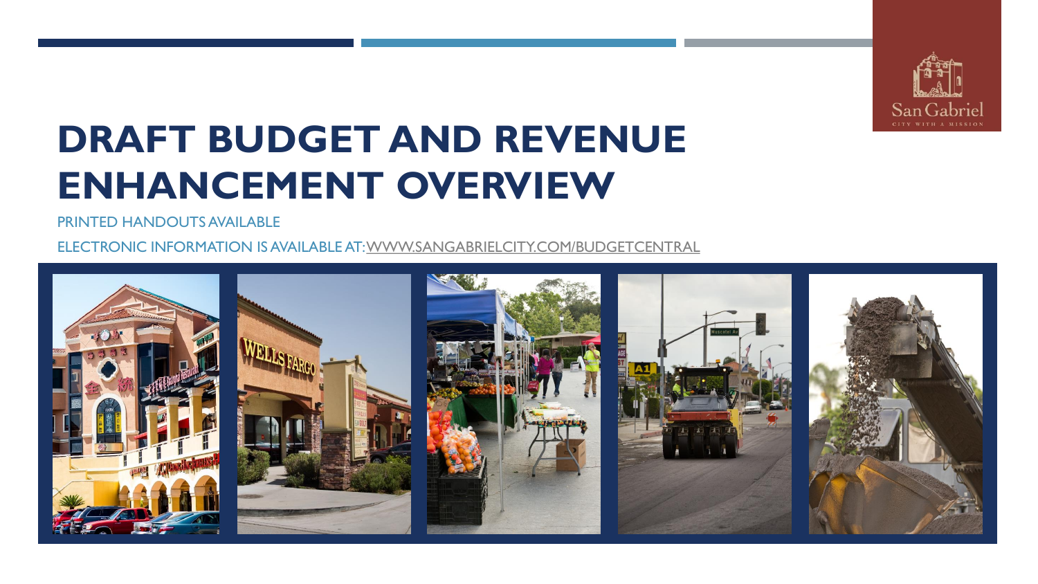# DRAFT BUDGET AND REVENUE ENHANCEMENT OVERVIEW

PRINTED HANDOUTS AVAILABLE

ELECTRONIC INFORMATION IS AVAILABLE AT: WWW.SANGABRIELCITY.COM/BUDGETCENTRAL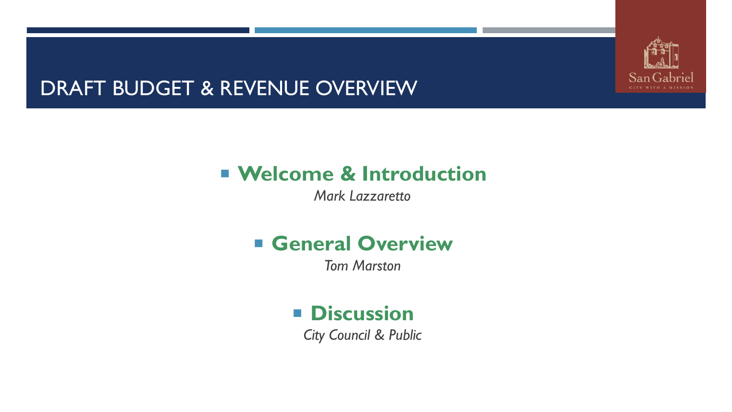# DRAFT BUDGET & REVENUE OVERVIEW

- **Welcome & Introduction**
  *Mark Lazzaretto*

- **General Overview**
  *Tom Marston*

- **Discussion**
  *City Council & Public*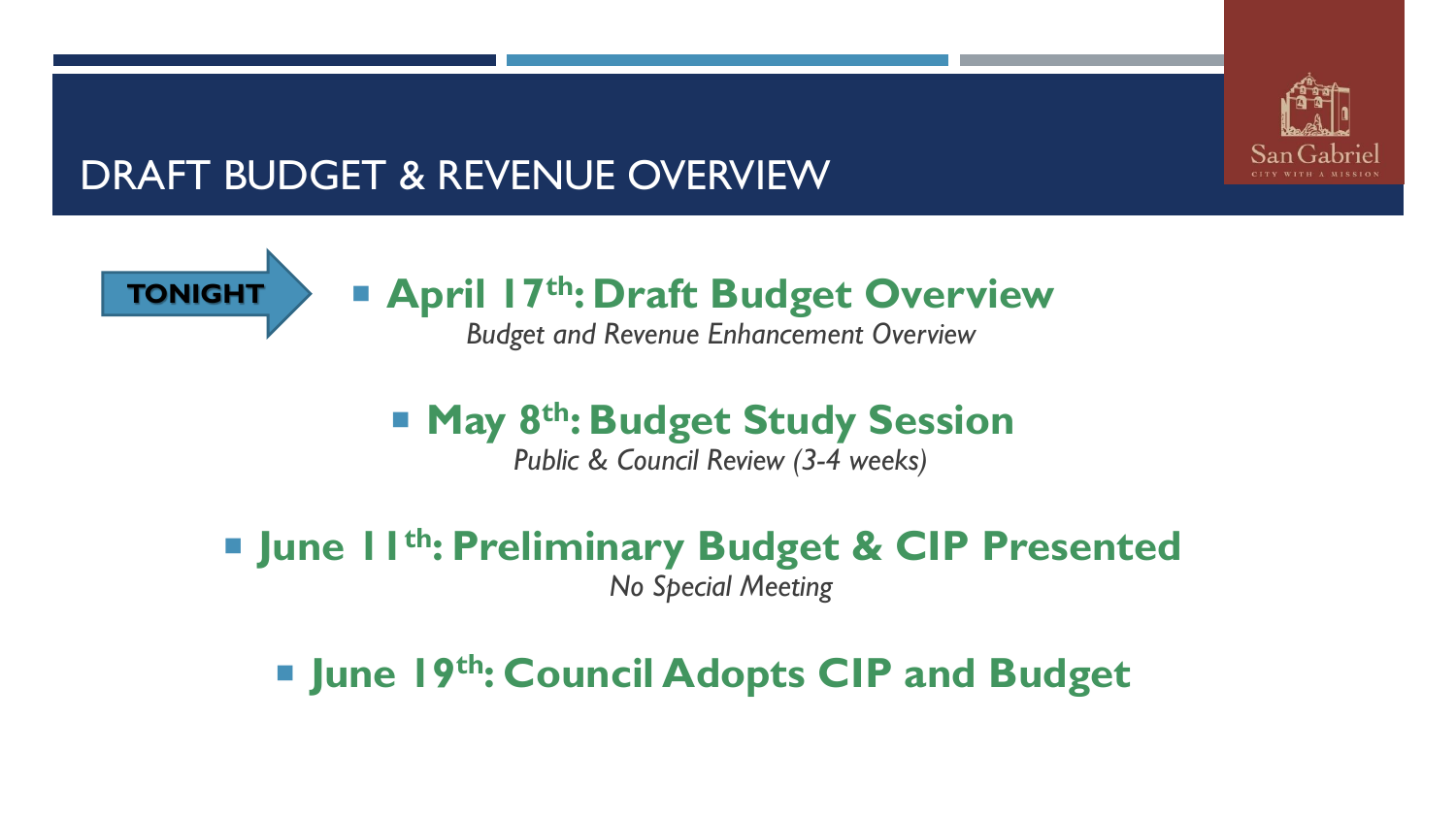# DRAFT BUDGET & REVENUE OVERVIEW

**TONIGHT**

- **April 17th: Draft Budget Overview**
  *Budget and Revenue Enhancement Overview*

- **May 8th: Budget Study Session**
  *Public & Council Review (3-4 weeks)*

- **June 11th: Preliminary Budget & CIP Presented**
  *No Special Meeting*

- **June 19th: Council Adopts CIP and Budget**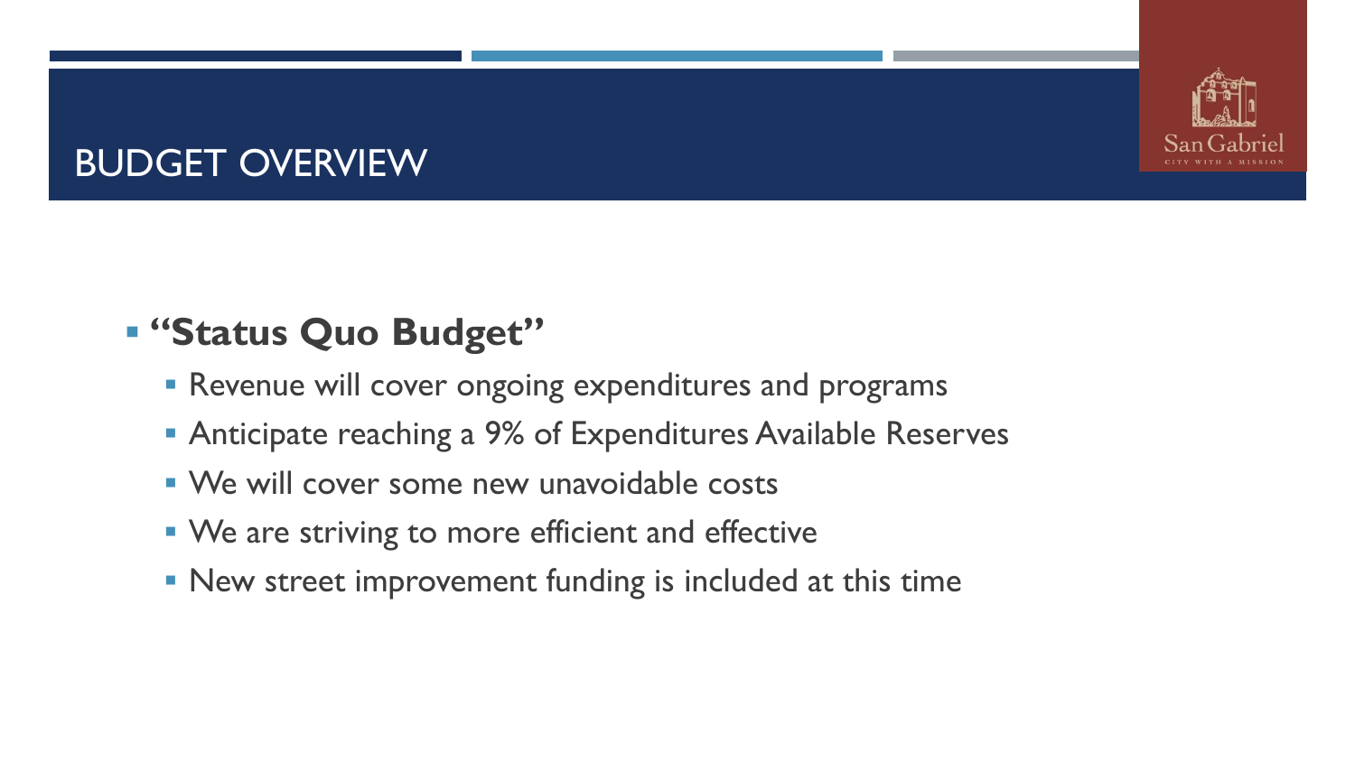# BUDGET OVERVIEW

- **“Status Quo Budget”**
  - Revenue will cover ongoing expenditures and programs
  - Anticipate reaching a 9% of Expenditures Available Reserves
  - We will cover some new unavoidable costs
  - We are striving to more efficient and effective
  - New street improvement funding is included at this time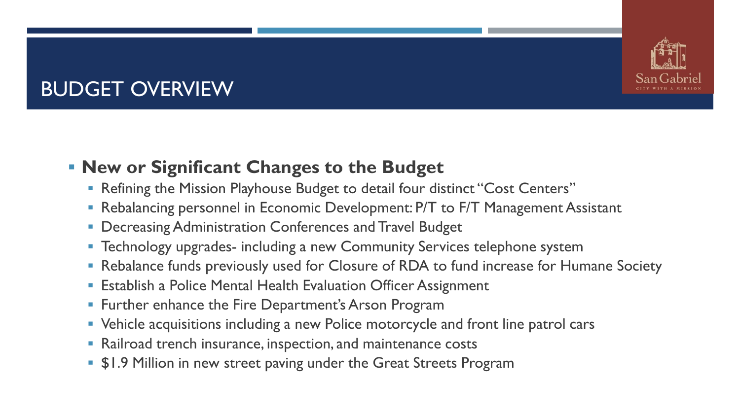# BUDGET OVERVIEW

- **New or Significant Changes to the Budget**
  - Refining the Mission Playhouse Budget to detail four distinct "Cost Centers"
  - Rebalancing personnel in Economic Development: P/T to F/T Management Assistant
  - Decreasing Administration Conferences and Travel Budget
  - Technology upgrades- including a new Community Services telephone system
  - Rebalance funds previously used for Closure of RDA to fund increase for Humane Society
  - Establish a Police Mental Health Evaluation Officer Assignment
  - Further enhance the Fire Department's Arson Program
  - Vehicle acquisitions including a new Police motorcycle and front line patrol cars
  - Railroad trench insurance, inspection, and maintenance costs
  - $1.9 Million in new street paving under the Great Streets Program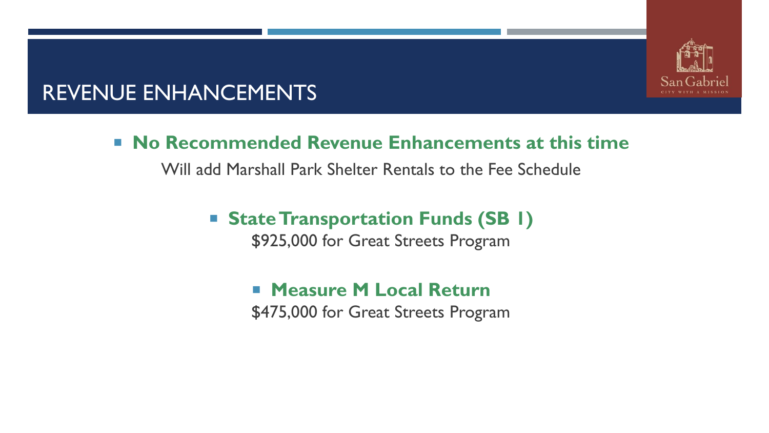# REVENUE ENHANCEMENTS

- **No Recommended Revenue Enhancements at this time**

  Will add Marshall Park Shelter Rentals to the Fee Schedule

  - **State Transportation Funds (SB 1)**

    $925,000 for Great Streets Program

    - **Measure M Local Return**

      $475,000 for Great Streets Program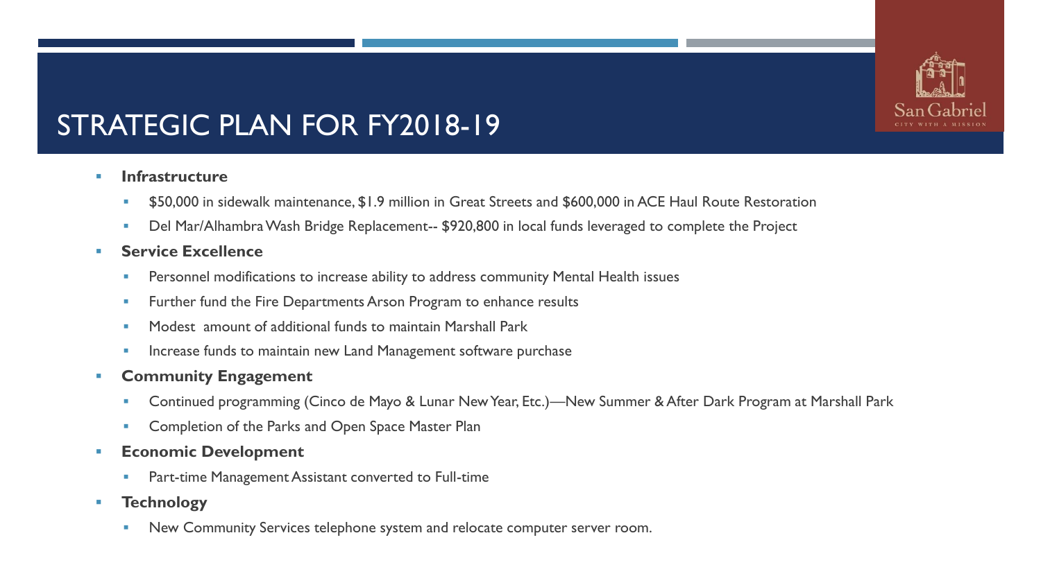# STRATEGIC PLAN FOR FY2018-19

- **Infrastructure**
  - $50,000 in sidewalk maintenance, $1.9 million in Great Streets and $600,000 in ACE Haul Route Restoration
  - Del Mar/Alhambra Wash Bridge Replacement-- $920,800 in local funds leveraged to complete the Project
- **Service Excellence**
  - Personnel modifications to increase ability to address community Mental Health issues
  - Further fund the Fire Departments Arson Program to enhance results
  - Modest amount of additional funds to maintain Marshall Park
  - Increase funds to maintain new Land Management software purchase
- **Community Engagement**
  - Continued programming (Cinco de Mayo & Lunar New Year, Etc.)—New Summer & After Dark Program at Marshall Park
  - Completion of the Parks and Open Space Master Plan
- **Economic Development**
  - Part-time Management Assistant converted to Full-time
- **Technology**
  - New Community Services telephone system and relocate computer server room.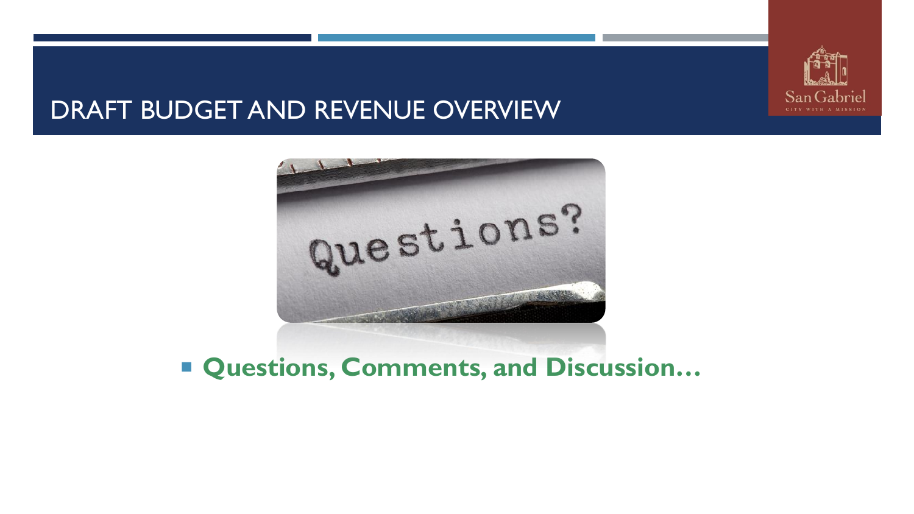# DRAFT BUDGET AND REVENUE OVERVIEW

- **Questions, Comments, and Discussion…**